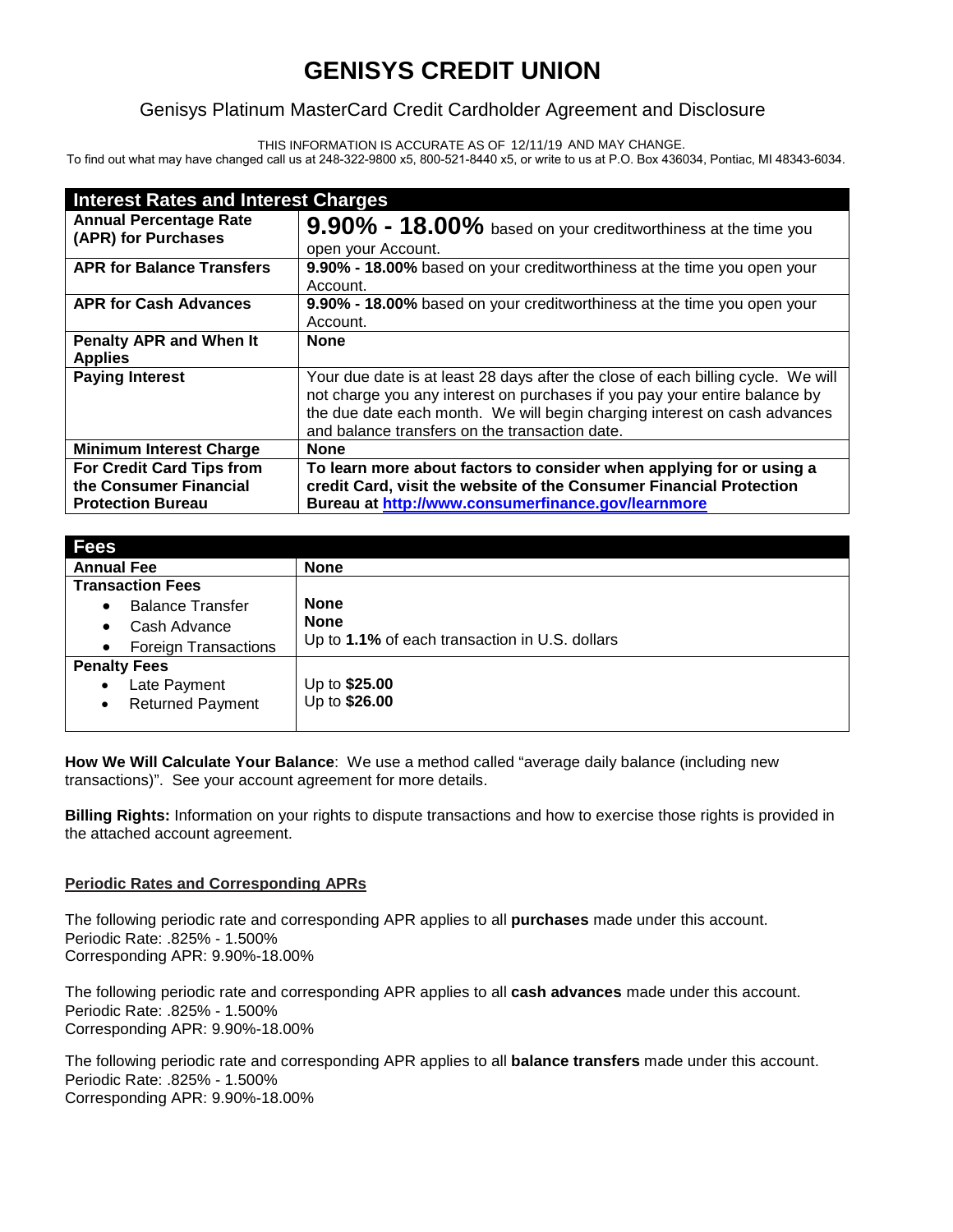# GENISYS CREDIT UNION

## Genisys Platinum MasterCard Credit Cardholder Agreement and Disclosure

THIS INFORMATION IS ACCURATE AS OF 12/11/19 AND MAY CHANGE.
To find out what may have changed call us at 248-322-9800 x5, 800-521-8440 x5, or write to us at P.O. Box 436034, Pontiac, MI 48343-6034.

| Interest Rates and Interest Charges | |
|---|---|
| **Annual Percentage Rate (APR) for Purchases** | **9.90% - 18.00%** based on your creditworthiness at the time you open your Account. |
| **APR for Balance Transfers** | **9.90% - 18.00%** based on your creditworthiness at the time you open your Account. |
| **APR for Cash Advances** | **9.90% - 18.00%** based on your creditworthiness at the time you open your Account. |
| **Penalty APR and When It Applies** | **None** |
| **Paying Interest** | Your due date is at least 28 days after the close of each billing cycle. We will not charge you any interest on purchases if you pay your entire balance by the due date each month. We will begin charging interest on cash advances and balance transfers on the transaction date. |
| **Minimum Interest Charge** | **None** |
| **For Credit Card Tips from the Consumer Financial Protection Bureau** | **To learn more about factors to consider when applying for or using a credit Card, visit the website of the Consumer Financial Protection Bureau at [http://www.consumerfinance.gov/learnmore](http://www.consumerfinance.gov/learnmore)** |

| Fees | |
|---|---|
| **Annual Fee** | **None** |
| **Transaction Fees** | |
| • Balance Transfer | **None** |
| • Cash Advance | **None** |
| • Foreign Transactions | Up to **1.1%** of each transaction in U.S. dollars |
| **Penalty Fees** | |
| • Late Payment | Up to **$25.00** |
| • Returned Payment | Up to **$26.00** |

**How We Will Calculate Your Balance**: We use a method called "average daily balance (including new transactions)". See your account agreement for more details.

**Billing Rights:** Information on your rights to dispute transactions and how to exercise those rights is provided in the attached account agreement.

**Periodic Rates and Corresponding APRs**

The following periodic rate and corresponding APR applies to all **purchases** made under this account.
Periodic Rate: .825% - 1.500%
Corresponding APR: 9.90%-18.00%

The following periodic rate and corresponding APR applies to all **cash advances** made under this account.
Periodic Rate: .825% - 1.500%
Corresponding APR: 9.90%-18.00%

The following periodic rate and corresponding APR applies to all **balance transfers** made under this account.
Periodic Rate: .825% - 1.500%
Corresponding APR: 9.90%-18.00%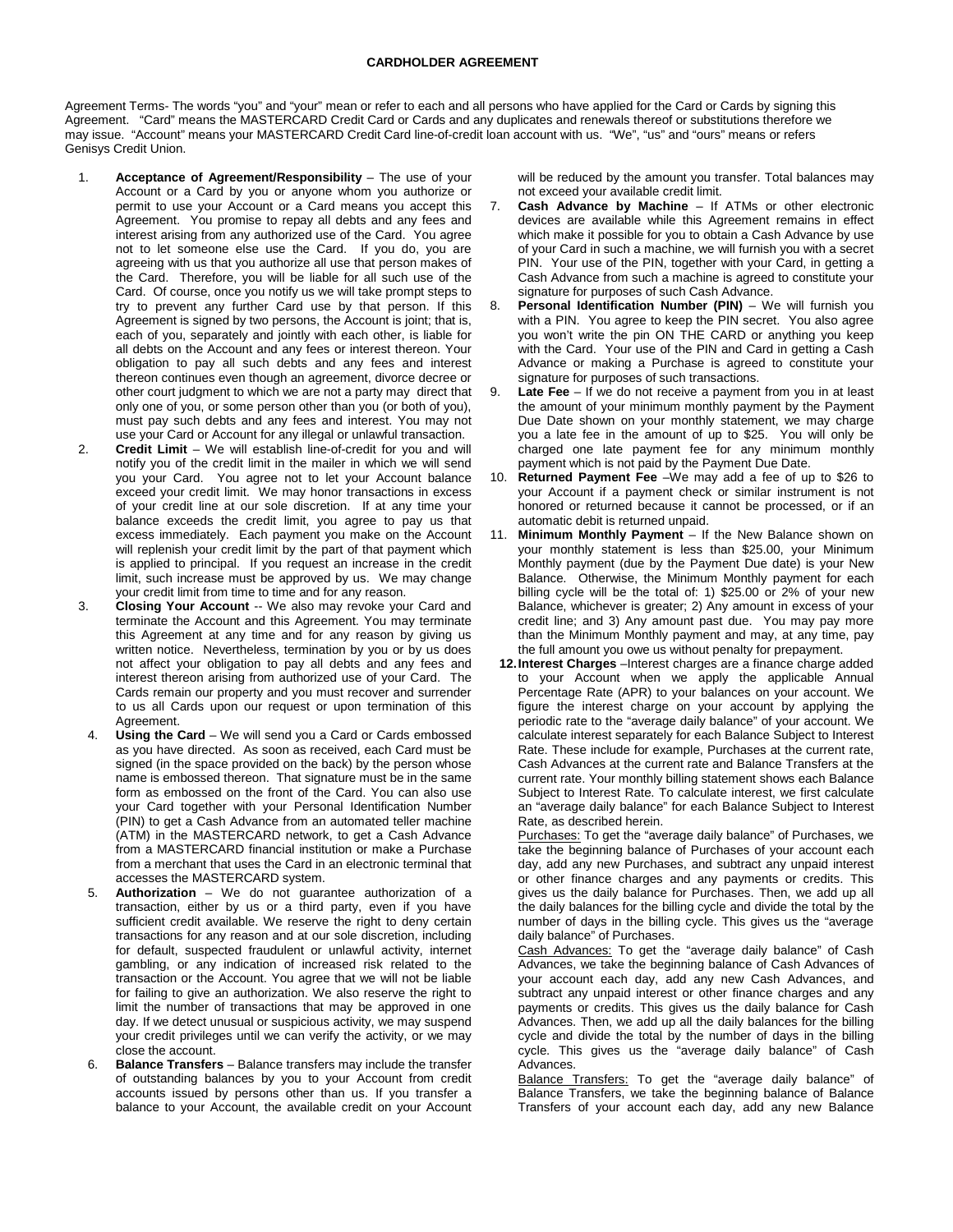**CARDHOLDER AGREEMENT**

Agreement Terms- The words "you" and "your" mean or refer to each and all persons who have applied for the Card or Cards by signing this Agreement. "Card" means the MASTERCARD Credit Card or Cards and any duplicates and renewals thereof or substitutions therefore we may issue. "Account" means your MASTERCARD Credit Card line-of-credit loan account with us. "We", "us" and "ours" means or refers Genisys Credit Union.

1. **Acceptance of Agreement/Responsibility** – The use of your Account or a Card by you or anyone whom you authorize or permit to use your Account or a Card means you accept this Agreement. You promise to repay all debts and any fees and interest arising from any authorized use of the Card. You agree not to let someone else use the Card. If you do, you are agreeing with us that you authorize all use that person makes of the Card. Therefore, you will be liable for all such use of the Card. Of course, once you notify us we will take prompt steps to try to prevent any further Card use by that person. If this Agreement is signed by two persons, the Account is joint; that is, each of you, separately and jointly with each other, is liable for all debts on the Account and any fees or interest thereon. Your obligation to pay all such debts and any fees and interest thereon continues even though an agreement, divorce decree or other court judgment to which we are not a party may direct that only one of you, or some person other than you (or both of you), must pay such debts and any fees and interest. You may not use your Card or Account for any illegal or unlawful transaction.
2. **Credit Limit** – We will establish line-of-credit for you and will notify you of the credit limit in the mailer in which we will send you your Card. You agree not to let your Account balance exceed your credit limit. We may honor transactions in excess of your credit line at our sole discretion. If at any time your balance exceeds the credit limit, you agree to pay us that excess immediately. Each payment you make on the Account will replenish your credit limit by the part of that payment which is applied to principal. If you request an increase in the credit limit, such increase must be approved by us. We may change your credit limit from time to time and for any reason.
3. **Closing Your Account** -- We also may revoke your Card and terminate the Account and this Agreement. You may terminate this Agreement at any time and for any reason by giving us written notice. Nevertheless, termination by you or by us does not affect your obligation to pay all debts and any fees and interest thereon arising from authorized use of your Card. The Cards remain our property and you must recover and surrender to us all Cards upon our request or upon termination of this Agreement.
4. **Using the Card** – We will send you a Card or Cards embossed as you have directed. As soon as received, each Card must be signed (in the space provided on the back) by the person whose name is embossed thereon. That signature must be in the same form as embossed on the front of the Card. You can also use your Card together with your Personal Identification Number (PIN) to get a Cash Advance from an automated teller machine (ATM) in the MASTERCARD network, to get a Cash Advance from a MASTERCARD financial institution or make a Purchase from a merchant that uses the Card in an electronic terminal that accesses the MASTERCARD system.
5. **Authorization** – We do not guarantee authorization of a transaction, either by us or a third party, even if you have sufficient credit available. We reserve the right to deny certain transactions for any reason and at our sole discretion, including for default, suspected fraudulent or unlawful activity, internet gambling, or any indication of increased risk related to the transaction or the Account. You agree that we will not be liable for failing to give an authorization. We also reserve the right to limit the number of transactions that may be approved in one day. If we detect unusual or suspicious activity, we may suspend your credit privileges until we can verify the activity, or we may close the account.
6. **Balance Transfers** – Balance transfers may include the transfer of outstanding balances by you to your Account from credit accounts issued by persons other than us. If you transfer a balance to your Account, the available credit on your Account will be reduced by the amount you transfer. Total balances may not exceed your available credit limit.
7. **Cash Advance by Machine** – If ATMs or other electronic devices are available while this Agreement remains in effect which make it possible for you to obtain a Cash Advance by use of your Card in such a machine, we will furnish you with a secret PIN. Your use of the PIN, together with your Card, in getting a Cash Advance from such a machine is agreed to constitute your signature for purposes of such Cash Advance.
8. **Personal Identification Number (PIN)** – We will furnish you with a PIN. You agree to keep the PIN secret. You also agree you won't write the pin ON THE CARD or anything you keep with the Card. Your use of the PIN and Card in getting a Cash Advance or making a Purchase is agreed to constitute your signature for purposes of such transactions.
9. **Late Fee** – If we do not receive a payment from you in at least the amount of your minimum monthly payment by the Payment Due Date shown on your monthly statement, we may charge you a late fee in the amount of up to $25. You will only be charged one late payment fee for any minimum monthly payment which is not paid by the Payment Due Date.
10. **Returned Payment Fee** –We may add a fee of up to $26 to your Account if a payment check or similar instrument is not honored or returned because it cannot be processed, or if an automatic debit is returned unpaid.
11. **Minimum Monthly Payment** – If the New Balance shown on your monthly statement is less than $25.00, your Minimum Monthly payment (due by the Payment Due date) is your New Balance. Otherwise, the Minimum Monthly payment for each billing cycle will be the total of: 1) $25.00 or 2% of your new Balance, whichever is greater; 2) Any amount in excess of your credit line; and 3) Any amount past due. You may pay more than the Minimum Monthly payment and may, at any time, pay the full amount you owe us without penalty for prepayment.
12. **Interest Charges** –Interest charges are a finance charge added to your Account when we apply the applicable Annual Percentage Rate (APR) to your balances on your account. We figure the interest charge on your account by applying the periodic rate to the "average daily balance" of your account. We calculate interest separately for each Balance Subject to Interest Rate. These include for example, Purchases at the current rate, Cash Advances at the current rate and Balance Transfers at the current rate. Your monthly billing statement shows each Balance Subject to Interest Rate. To calculate interest, we first calculate an "average daily balance" for each Balance Subject to Interest Rate, as described herein.

    Purchases: To get the "average daily balance" of Purchases, we take the beginning balance of Purchases of your account each day, add any new Purchases, and subtract any unpaid interest or other finance charges and any payments or credits. This gives us the daily balance for Purchases. Then, we add up all the daily balances for the billing cycle and divide the total by the number of days in the billing cycle. This gives us the "average daily balance" of Purchases.

    Cash Advances: To get the "average daily balance" of Cash Advances, we take the beginning balance of Cash Advances of your account each day, add any new Cash Advances, and subtract any unpaid interest or other finance charges and any payments or credits. This gives us the daily balance for Cash Advances. Then, we add up all the daily balances for the billing cycle and divide the total by the number of days in the billing cycle. This gives us the "average daily balance" of Cash Advances.

    Balance Transfers: To get the "average daily balance" of Balance Transfers, we take the beginning balance of Balance Transfers of your account each day, add any new Balance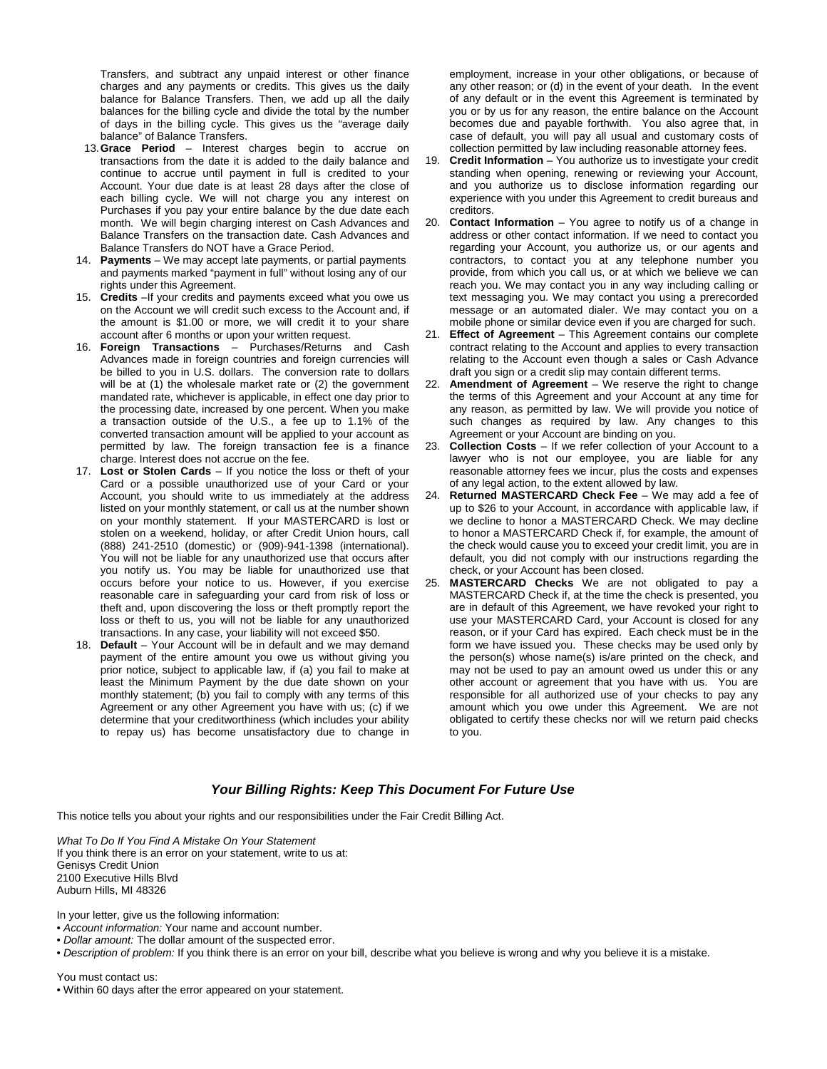Transfers, and subtract any unpaid interest or other finance charges and any payments or credits. This gives us the daily balance for Balance Transfers. Then, we add up all the daily balances for the billing cycle and divide the total by the number of days in the billing cycle. This gives us the "average daily balance" of Balance Transfers.

13. **Grace Period** – Interest charges begin to accrue on transactions from the date it is added to the daily balance and continue to accrue until payment in full is credited to your Account. Your due date is at least 28 days after the close of each billing cycle. We will not charge you any interest on Purchases if you pay your entire balance by the due date each month. We will begin charging interest on Cash Advances and Balance Transfers on the transaction date. Cash Advances and Balance Transfers do NOT have a Grace Period.
14. **Payments** – We may accept late payments, or partial payments and payments marked "payment in full" without losing any of our rights under this Agreement.
15. **Credits** –If your credits and payments exceed what you owe us on the Account we will credit such excess to the Account and, if the amount is $1.00 or more, we will credit it to your share account after 6 months or upon your written request.
16. **Foreign Transactions** – Purchases/Returns and Cash Advances made in foreign countries and foreign currencies will be billed to you in U.S. dollars. The conversion rate to dollars will be at (1) the wholesale market rate or (2) the government mandated rate, whichever is applicable, in effect one day prior to the processing date, increased by one percent. When you make a transaction outside of the U.S., a fee up to 1.1% of the converted transaction amount will be applied to your account as permitted by law. The foreign transaction fee is a finance charge. Interest does not accrue on the fee.
17. **Lost or Stolen Cards** – If you notice the loss or theft of your Card or a possible unauthorized use of your Card or your Account, you should write to us immediately at the address listed on your monthly statement, or call us at the number shown on your monthly statement. If your MASTERCARD is lost or stolen on a weekend, holiday, or after Credit Union hours, call (888) 241-2510 (domestic) or (909)-941-1398 (international). You will not be liable for any unauthorized use that occurs after you notify us. You may be liable for unauthorized use that occurs before your notice to us. However, if you exercise reasonable care in safeguarding your card from risk of loss or theft and, upon discovering the loss or theft promptly report the loss or theft to us, you will not be liable for any unauthorized transactions. In any case, your liability will not exceed $50.
18. **Default** – Your Account will be in default and we may demand payment of the entire amount you owe us without giving you prior notice, subject to applicable law, if (a) you fail to make at least the Minimum Payment by the due date shown on your monthly statement; (b) you fail to comply with any terms of this Agreement or any other Agreement you have with us; (c) if we determine that your creditworthiness (which includes your ability to repay us) has become unsatisfactory due to change in employment, increase in your other obligations, or because of any other reason; or (d) in the event of your death. In the event of any default or in the event this Agreement is terminated by you or by us for any reason, the entire balance on the Account becomes due and payable forthwith. You also agree that, in case of default, you will pay all usual and customary costs of collection permitted by law including reasonable attorney fees.
19. **Credit Information** – You authorize us to investigate your credit standing when opening, renewing or reviewing your Account, and you authorize us to disclose information regarding our experience with you under this Agreement to credit bureaus and creditors.
20. **Contact Information** – You agree to notify us of a change in address or other contact information. If we need to contact you regarding your Account, you authorize us, or our agents and contractors, to contact you at any telephone number you provide, from which you call us, or at which we believe we can reach you. We may contact you in any way including calling or text messaging you. We may contact you using a prerecorded message or an automated dialer. We may contact you on a mobile phone or similar device even if you are charged for such.
21. **Effect of Agreement** – This Agreement contains our complete contract relating to the Account and applies to every transaction relating to the Account even though a sales or Cash Advance draft you sign or a credit slip may contain different terms.
22. **Amendment of Agreement** – We reserve the right to change the terms of this Agreement and your Account at any time for any reason, as permitted by law. We will provide you notice of such changes as required by law. Any changes to this Agreement or your Account are binding on you.
23. **Collection Costs** – If we refer collection of your Account to a lawyer who is not our employee, you are liable for any reasonable attorney fees we incur, plus the costs and expenses of any legal action, to the extent allowed by law.
24. **Returned MASTERCARD Check Fee** – We may add a fee of up to $26 to your Account, in accordance with applicable law, if we decline to honor a MASTERCARD Check. We may decline to honor a MASTERCARD Check if, for example, the amount of the check would cause you to exceed your credit limit, you are in default, you did not comply with our instructions regarding the check, or your Account has been closed.
25. **MASTERCARD Checks** We are not obligated to pay a MASTERCARD Check if, at the time the check is presented, you are in default of this Agreement, we have revoked your right to use your MASTERCARD Card, your Account is closed for any reason, or if your Card has expired. Each check must be in the form we have issued you. These checks may be used only by the person(s) whose name(s) is/are printed on the check, and may not be used to pay an amount owed us under this or any other account or agreement that you have with us. You are responsible for all authorized use of your checks to pay any amount which you owe under this Agreement. We are not obligated to certify these checks nor will we return paid checks to you.

## *Your Billing Rights: Keep This Document For Future Use*

This notice tells you about your rights and our responsibilities under the Fair Credit Billing Act.

*What To Do If You Find A Mistake On Your Statement*
If you think there is an error on your statement, write to us at:
Genisys Credit Union
2100 Executive Hills Blvd
Auburn Hills, MI 48326

In your letter, give us the following information:

- *Account information:* Your name and account number.
- *Dollar amount:* The dollar amount of the suspected error.
- *Description of problem:* If you think there is an error on your bill, describe what you believe is wrong and why you believe it is a mistake.

You must contact us:

- Within 60 days after the error appeared on your statement.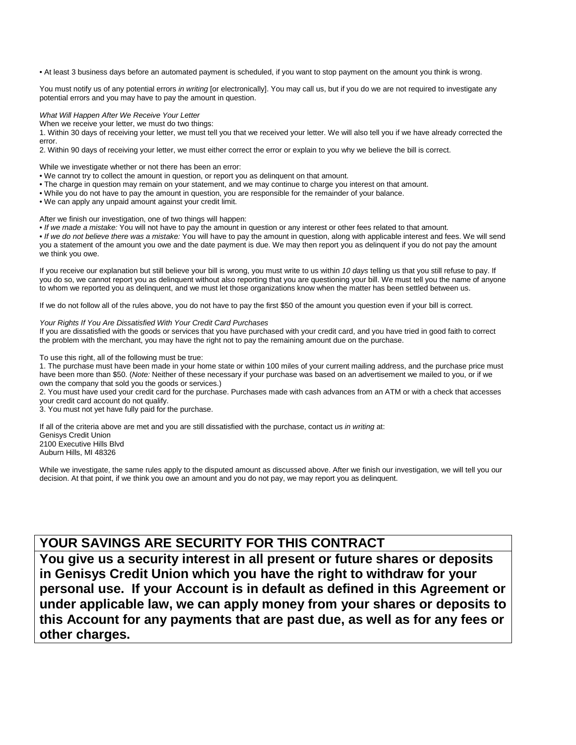• At least 3 business days before an automated payment is scheduled, if you want to stop payment on the amount you think is wrong.

You must notify us of any potential errors *in writing* [or electronically]. You may call us, but if you do we are not required to investigate any potential errors and you may have to pay the amount in question.

*What Will Happen After We Receive Your Letter*

When we receive your letter, we must do two things:

1. Within 30 days of receiving your letter, we must tell you that we received your letter. We will also tell you if we have already corrected the error.
2. Within 90 days of receiving your letter, we must either correct the error or explain to you why we believe the bill is correct.

While we investigate whether or not there has been an error:

• We cannot try to collect the amount in question, or report you as delinquent on that amount.
• The charge in question may remain on your statement, and we may continue to charge you interest on that amount.
• While you do not have to pay the amount in question, you are responsible for the remainder of your balance.
• We can apply any unpaid amount against your credit limit.

After we finish our investigation, one of two things will happen:

• *If we made a mistake:* You will not have to pay the amount in question or any interest or other fees related to that amount.
• *If we do not believe there was a mistake:* You will have to pay the amount in question, along with applicable interest and fees. We will send you a statement of the amount you owe and the date payment is due. We may then report you as delinquent if you do not pay the amount we think you owe.

If you receive our explanation but still believe your bill is wrong, you must write to us within *10 days* telling us that you still refuse to pay. If you do so, we cannot report you as delinquent without also reporting that you are questioning your bill. We must tell you the name of anyone to whom we reported you as delinquent, and we must let those organizations know when the matter has been settled between us.

If we do not follow all of the rules above, you do not have to pay the first $50 of the amount you question even if your bill is correct.

*Your Rights If You Are Dissatisfied With Your Credit Card Purchases*

If you are dissatisfied with the goods or services that you have purchased with your credit card, and you have tried in good faith to correct the problem with the merchant, you may have the right not to pay the remaining amount due on the purchase.

To use this right, all of the following must be true:

1. The purchase must have been made in your home state or within 100 miles of your current mailing address, and the purchase price must have been more than $50. (*Note:* Neither of these necessary if your purchase was based on an advertisement we mailed to you, or if we own the company that sold you the goods or services.)
2. You must have used your credit card for the purchase. Purchases made with cash advances from an ATM or with a check that accesses your credit card account do not qualify.
3. You must not yet have fully paid for the purchase.

If all of the criteria above are met and you are still dissatisfied with the purchase, contact us *in writing* at:

Genisys Credit Union
2100 Executive Hills Blvd
Auburn Hills, MI 48326

While we investigate, the same rules apply to the disputed amount as discussed above. After we finish our investigation, we will tell you our decision. At that point, if we think you owe an amount and you do not pay, we may report you as delinquent.

## YOUR SAVINGS ARE SECURITY FOR THIS CONTRACT

**You give us a security interest in all present or future shares or deposits in Genisys Credit Union which you have the right to withdraw for your personal use. If your Account is in default as defined in this Agreement or under applicable law, we can apply money from your shares or deposits to this Account for any payments that are past due, as well as for any fees or other charges.**